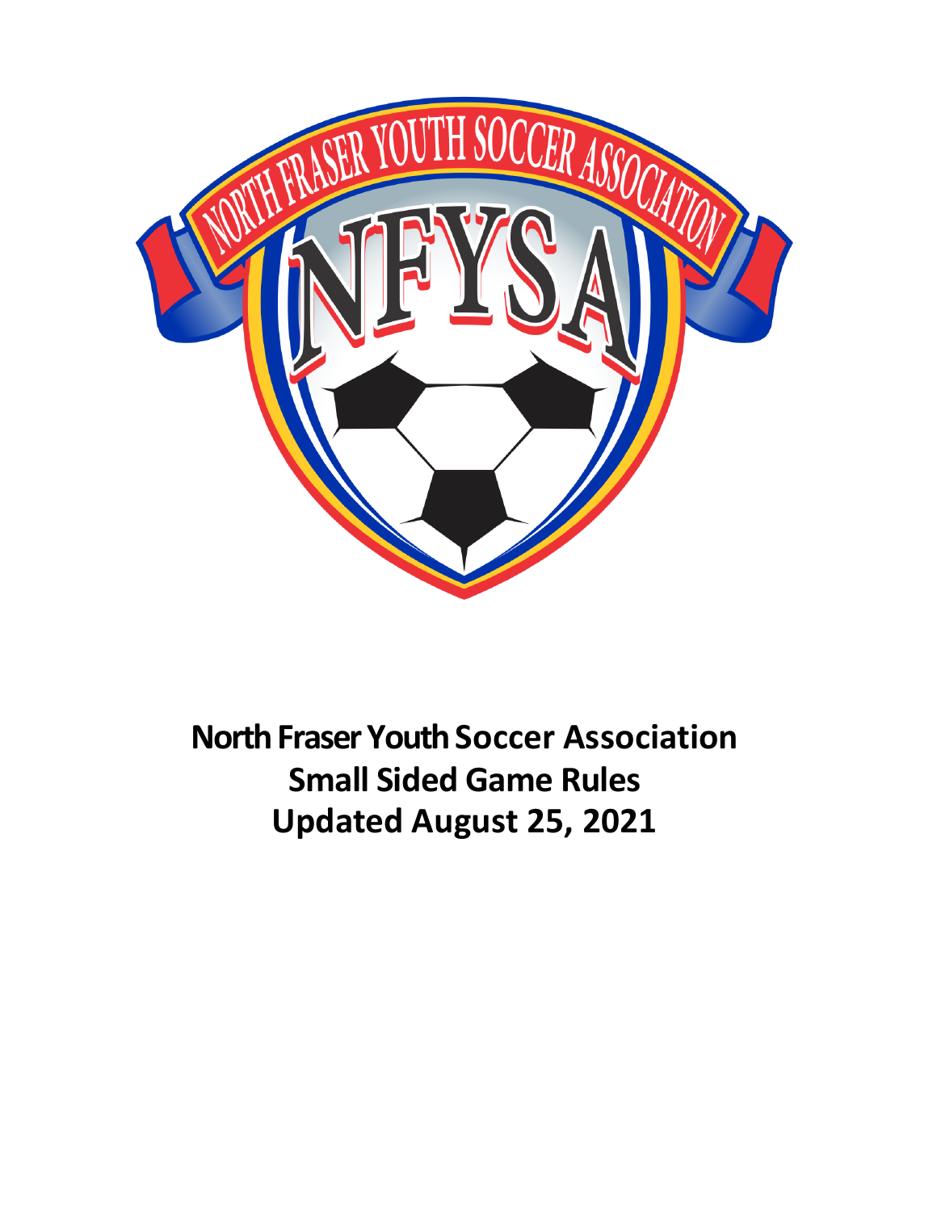# North Fraser Youth Soccer Association
# Small Sided Game Rules
# Updated August 25, 2021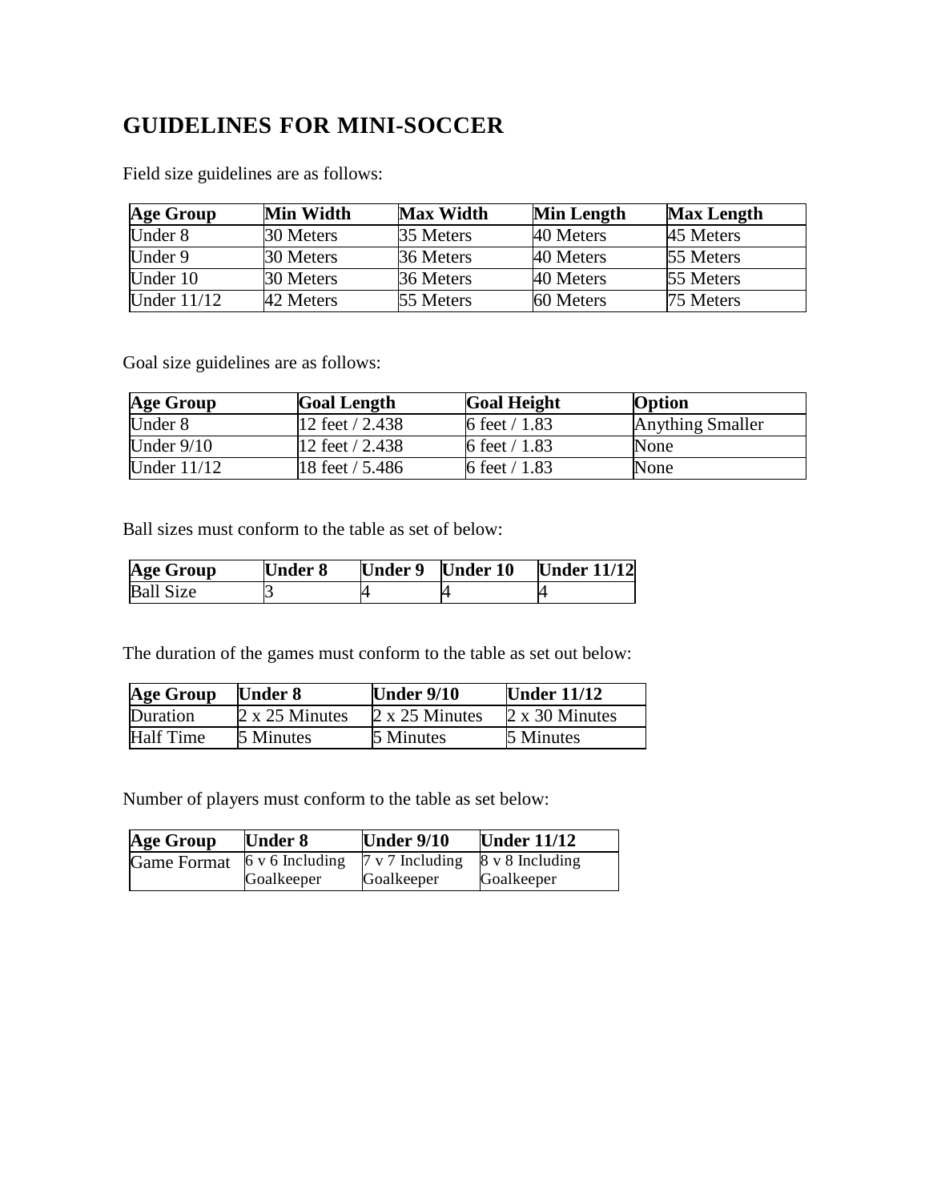# GUIDELINES FOR MINI-SOCCER

Field size guidelines are as follows:

| Age Group | Min Width | Max Width | Min Length | Max Length |
|---|---|---|---|---|
| Under 8 | 30 Meters | 35 Meters | 40 Meters | 45 Meters |
| Under 9 | 30 Meters | 36 Meters | 40 Meters | 55 Meters |
| Under 10 | 30 Meters | 36 Meters | 40 Meters | 55 Meters |
| Under 11/12 | 42 Meters | 55 Meters | 60 Meters | 75 Meters |

Goal size guidelines are as follows:

| Age Group | Goal Length | Goal Height | Option |
|---|---|---|---|
| Under 8 | 12 feet / 2.438 | 6 feet / 1.83 | Anything Smaller |
| Under 9/10 | 12 feet / 2.438 | 6 feet / 1.83 | None |
| Under 11/12 | 18 feet / 5.486 | 6 feet / 1.83 | None |

Ball sizes must conform to the table as set of below:

| Age Group | Under 8 | Under 9 | Under 10 | Under 11/12 |
|---|---|---|---|---|
| Ball Size | 3 | 4 | 4 | 4 |

The duration of the games must conform to the table as set out below:

| Age Group | Under 8 | Under 9/10 | Under 11/12 |
|---|---|---|---|
| Duration | 2 x 25 Minutes | 2 x 25 Minutes | 2 x 30 Minutes |
| Half Time | 5 Minutes | 5 Minutes | 5 Minutes |

Number of players must conform to the table as set below:

| Age Group | Under 8 | Under 9/10 | Under 11/12 |
|---|---|---|---|
| Game Format | 6 v 6 Including Goalkeeper | 7 v 7 Including Goalkeeper | 8 v 8 Including Goalkeeper |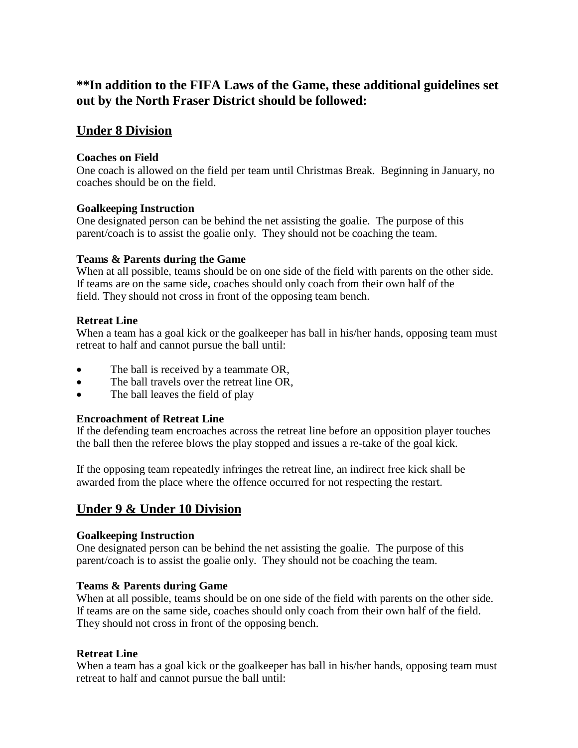## **In addition to the FIFA Laws of the Game, these additional guidelines set out by the North Fraser District should be followed:

## Under 8 Division

**Coaches on Field**

One coach is allowed on the field per team until Christmas Break. Beginning in January, no coaches should be on the field.

**Goalkeeping Instruction**

One designated person can be behind the net assisting the goalie. The purpose of this parent/coach is to assist the goalie only. They should not be coaching the team.

**Teams & Parents during the Game**

When at all possible, teams should be on one side of the field with parents on the other side. If teams are on the same side, coaches should only coach from their own half of the field. They should not cross in front of the opposing team bench.

**Retreat Line**

When a team has a goal kick or the goalkeeper has ball in his/her hands, opposing team must retreat to half and cannot pursue the ball until:

- The ball is received by a teammate OR,
- The ball travels over the retreat line OR,
- The ball leaves the field of play

**Encroachment of Retreat Line**

If the defending team encroaches across the retreat line before an opposition player touches the ball then the referee blows the play stopped and issues a re-take of the goal kick.

If the opposing team repeatedly infringes the retreat line, an indirect free kick shall be awarded from the place where the offence occurred for not respecting the restart.

## Under 9 & Under 10 Division

**Goalkeeping Instruction**

One designated person can be behind the net assisting the goalie. The purpose of this parent/coach is to assist the goalie only. They should not be coaching the team.

**Teams & Parents during Game**

When at all possible, teams should be on one side of the field with parents on the other side. If teams are on the same side, coaches should only coach from their own half of the field. They should not cross in front of the opposing bench.

**Retreat Line**

When a team has a goal kick or the goalkeeper has ball in his/her hands, opposing team must retreat to half and cannot pursue the ball until: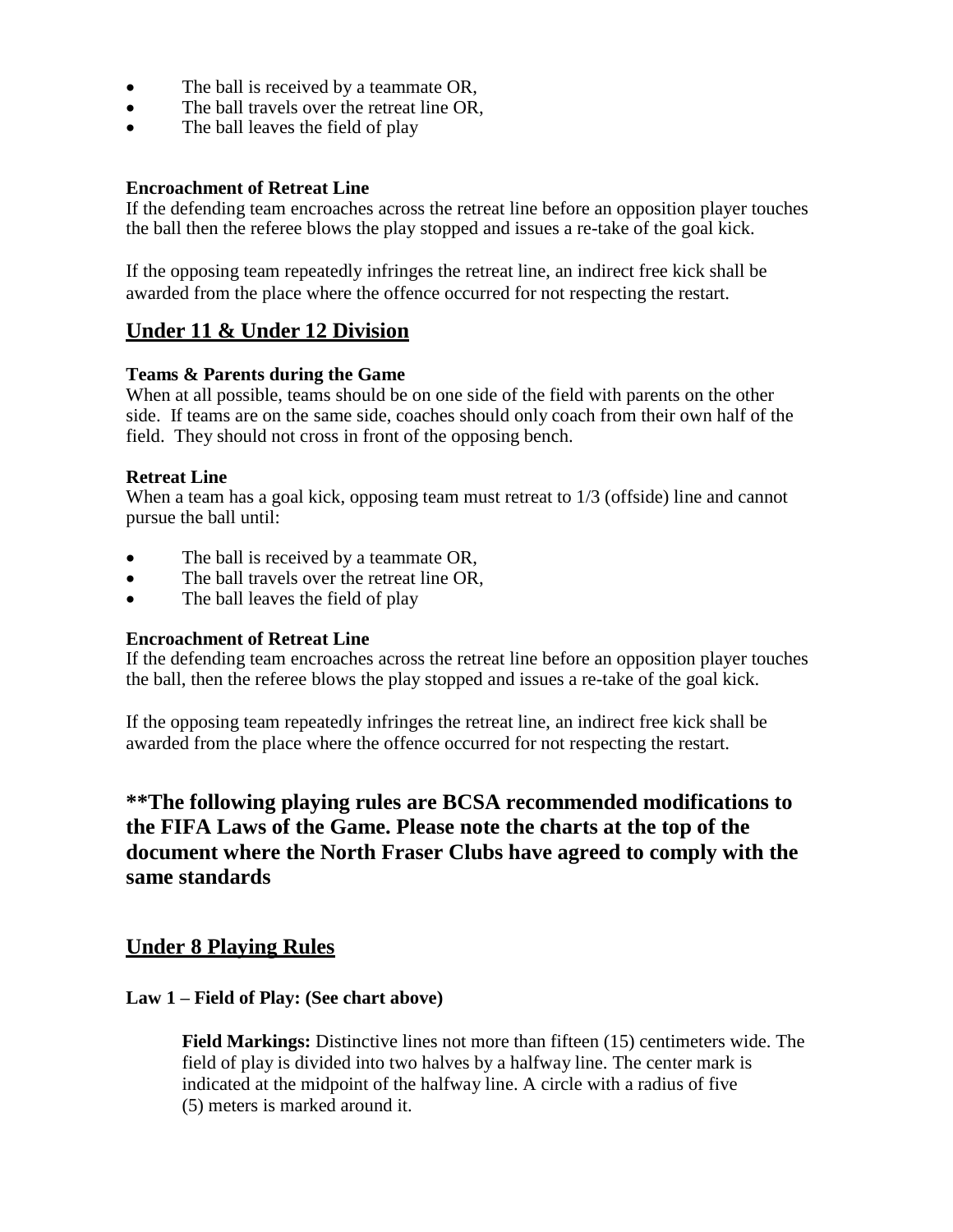- The ball is received by a teammate OR,
- The ball travels over the retreat line OR,
- The ball leaves the field of play

**Encroachment of Retreat Line**
If the defending team encroaches across the retreat line before an opposition player touches the ball then the referee blows the play stopped and issues a re-take of the goal kick.

If the opposing team repeatedly infringes the retreat line, an indirect free kick shall be awarded from the place where the offence occurred for not respecting the restart.

## Under 11 & Under 12 Division

**Teams & Parents during the Game**
When at all possible, teams should be on one side of the field with parents on the other side. If teams are on the same side, coaches should only coach from their own half of the field. They should not cross in front of the opposing bench.

**Retreat Line**
When a team has a goal kick, opposing team must retreat to 1/3 (offside) line and cannot pursue the ball until:

- The ball is received by a teammate OR,
- The ball travels over the retreat line OR,
- The ball leaves the field of play

**Encroachment of Retreat Line**
If the defending team encroaches across the retreat line before an opposition player touches the ball, then the referee blows the play stopped and issues a re-take of the goal kick.

If the opposing team repeatedly infringes the retreat line, an indirect free kick shall be awarded from the place where the offence occurred for not respecting the restart.

### **The following playing rules are BCSA recommended modifications to the FIFA Laws of the Game. Please note the charts at the top of the document where the North Fraser Clubs have agreed to comply with the same standards

## Under 8 Playing Rules

**Law 1 – Field of Play: (See chart above)**

> **Field Markings:** Distinctive lines not more than fifteen (15) centimeters wide. The field of play is divided into two halves by a halfway line. The center mark is indicated at the midpoint of the halfway line. A circle with a radius of five (5) meters is marked around it.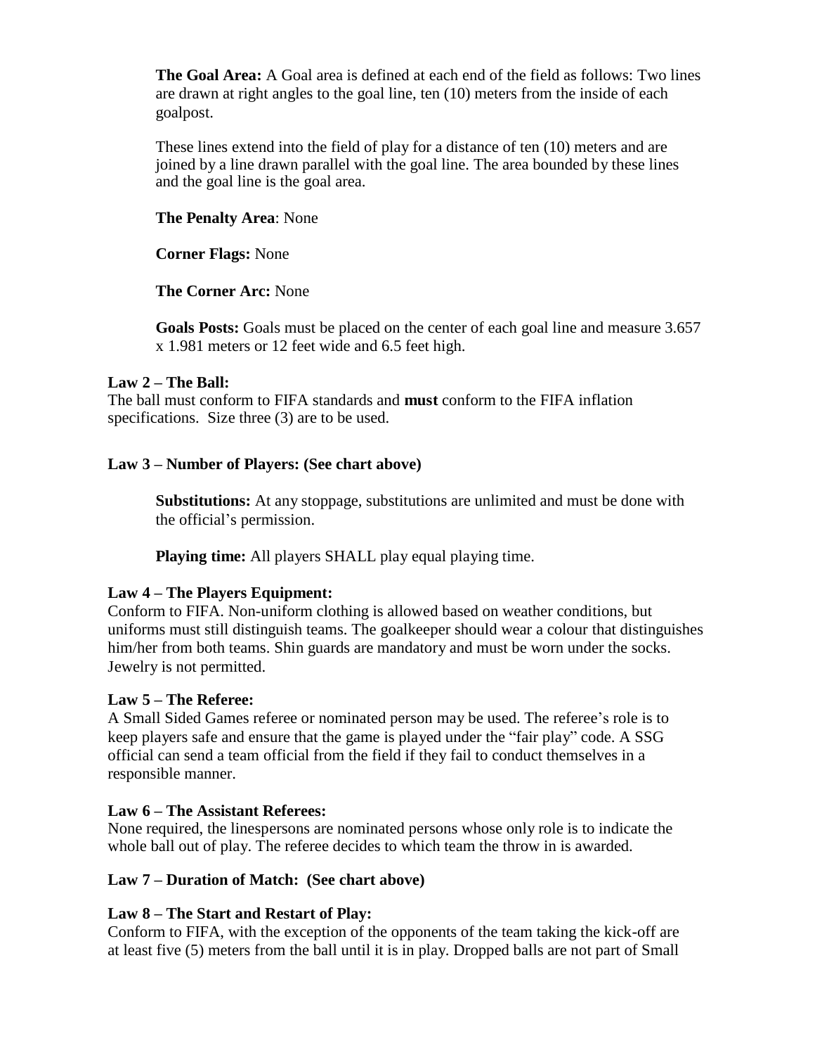**The Goal Area:** A Goal area is defined at each end of the field as follows: Two lines are drawn at right angles to the goal line, ten (10) meters from the inside of each goalpost.

These lines extend into the field of play for a distance of ten (10) meters and are joined by a line drawn parallel with the goal line. The area bounded by these lines and the goal line is the goal area.

**The Penalty Area**: None

**Corner Flags:** None

**The Corner Arc:** None

**Goals Posts:** Goals must be placed on the center of each goal line and measure 3.657 x 1.981 meters or 12 feet wide and 6.5 feet high.

**Law 2 – The Ball:**

The ball must conform to FIFA standards and **must** conform to the FIFA inflation specifications. Size three (3) are to be used.

**Law 3 – Number of Players: (See chart above)**

**Substitutions:** At any stoppage, substitutions are unlimited and must be done with the official's permission.

**Playing time:** All players SHALL play equal playing time.

**Law 4 – The Players Equipment:**

Conform to FIFA. Non-uniform clothing is allowed based on weather conditions, but uniforms must still distinguish teams. The goalkeeper should wear a colour that distinguishes him/her from both teams. Shin guards are mandatory and must be worn under the socks. Jewelry is not permitted.

**Law 5 – The Referee:**

A Small Sided Games referee or nominated person may be used. The referee's role is to keep players safe and ensure that the game is played under the "fair play" code. A SSG official can send a team official from the field if they fail to conduct themselves in a responsible manner.

**Law 6 – The Assistant Referees:**

None required, the linespersons are nominated persons whose only role is to indicate the whole ball out of play. The referee decides to which team the throw in is awarded.

**Law 7 – Duration of Match: (See chart above)**

**Law 8 – The Start and Restart of Play:**

Conform to FIFA, with the exception of the opponents of the team taking the kick-off are at least five (5) meters from the ball until it is in play. Dropped balls are not part of Small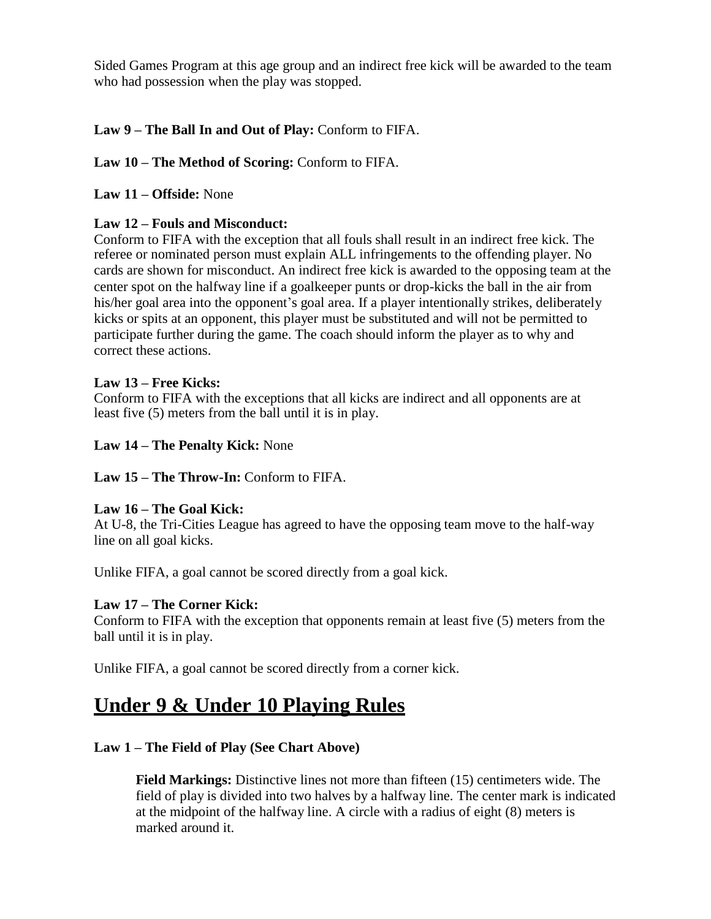Sided Games Program at this age group and an indirect free kick will be awarded to the team who had possession when the play was stopped.

**Law 9 – The Ball In and Out of Play:** Conform to FIFA.

**Law 10 – The Method of Scoring:** Conform to FIFA.

**Law 11 – Offside:** None

**Law 12 – Fouls and Misconduct:**
Conform to FIFA with the exception that all fouls shall result in an indirect free kick. The referee or nominated person must explain ALL infringements to the offending player. No cards are shown for misconduct. An indirect free kick is awarded to the opposing team at the center spot on the halfway line if a goalkeeper punts or drop-kicks the ball in the air from his/her goal area into the opponent's goal area. If a player intentionally strikes, deliberately kicks or spits at an opponent, this player must be substituted and will not be permitted to participate further during the game. The coach should inform the player as to why and correct these actions.

**Law 13 – Free Kicks:**
Conform to FIFA with the exceptions that all kicks are indirect and all opponents are at least five (5) meters from the ball until it is in play.

**Law 14 – The Penalty Kick:** None

**Law 15 – The Throw-In:** Conform to FIFA.

**Law 16 – The Goal Kick:**
At U-8, the Tri-Cities League has agreed to have the opposing team move to the half-way line on all goal kicks.

Unlike FIFA, a goal cannot be scored directly from a goal kick.

**Law 17 – The Corner Kick:**
Conform to FIFA with the exception that opponents remain at least five (5) meters from the ball until it is in play.

Unlike FIFA, a goal cannot be scored directly from a corner kick.

# Under 9 & Under 10 Playing Rules

**Law 1 – The Field of Play (See Chart Above)**

**Field Markings:** Distinctive lines not more than fifteen (15) centimeters wide. The field of play is divided into two halves by a halfway line. The center mark is indicated at the midpoint of the halfway line. A circle with a radius of eight (8) meters is marked around it.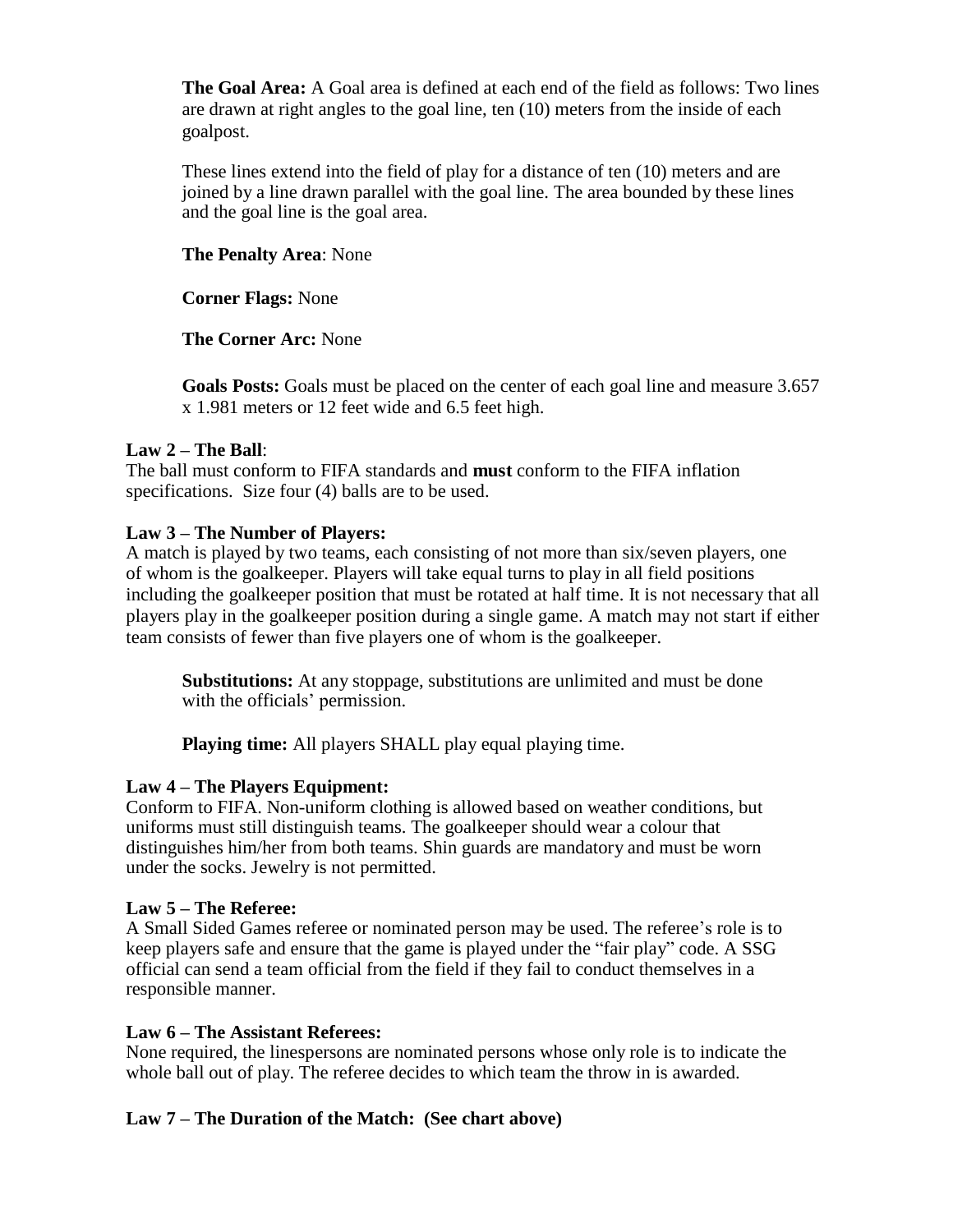**The Goal Area:** A Goal area is defined at each end of the field as follows: Two lines are drawn at right angles to the goal line, ten (10) meters from the inside of each goalpost.

These lines extend into the field of play for a distance of ten (10) meters and are joined by a line drawn parallel with the goal line. The area bounded by these lines and the goal line is the goal area.

**The Penalty Area**: None

**Corner Flags:** None

**The Corner Arc:** None

**Goals Posts:** Goals must be placed on the center of each goal line and measure 3.657 x 1.981 meters or 12 feet wide and 6.5 feet high.

**Law 2 – The Ball**:
The ball must conform to FIFA standards and **must** conform to the FIFA inflation specifications. Size four (4) balls are to be used.

**Law 3 – The Number of Players:**
A match is played by two teams, each consisting of not more than six/seven players, one of whom is the goalkeeper. Players will take equal turns to play in all field positions including the goalkeeper position that must be rotated at half time. It is not necessary that all players play in the goalkeeper position during a single game. A match may not start if either team consists of fewer than five players one of whom is the goalkeeper.

**Substitutions:** At any stoppage, substitutions are unlimited and must be done with the officials' permission.

**Playing time:** All players SHALL play equal playing time.

**Law 4 – The Players Equipment:**
Conform to FIFA. Non-uniform clothing is allowed based on weather conditions, but uniforms must still distinguish teams. The goalkeeper should wear a colour that distinguishes him/her from both teams. Shin guards are mandatory and must be worn under the socks. Jewelry is not permitted.

**Law 5 – The Referee:**
A Small Sided Games referee or nominated person may be used. The referee's role is to keep players safe and ensure that the game is played under the "fair play" code. A SSG official can send a team official from the field if they fail to conduct themselves in a responsible manner.

**Law 6 – The Assistant Referees:**
None required, the linespersons are nominated persons whose only role is to indicate the whole ball out of play. The referee decides to which team the throw in is awarded.

**Law 7 – The Duration of the Match: (See chart above)**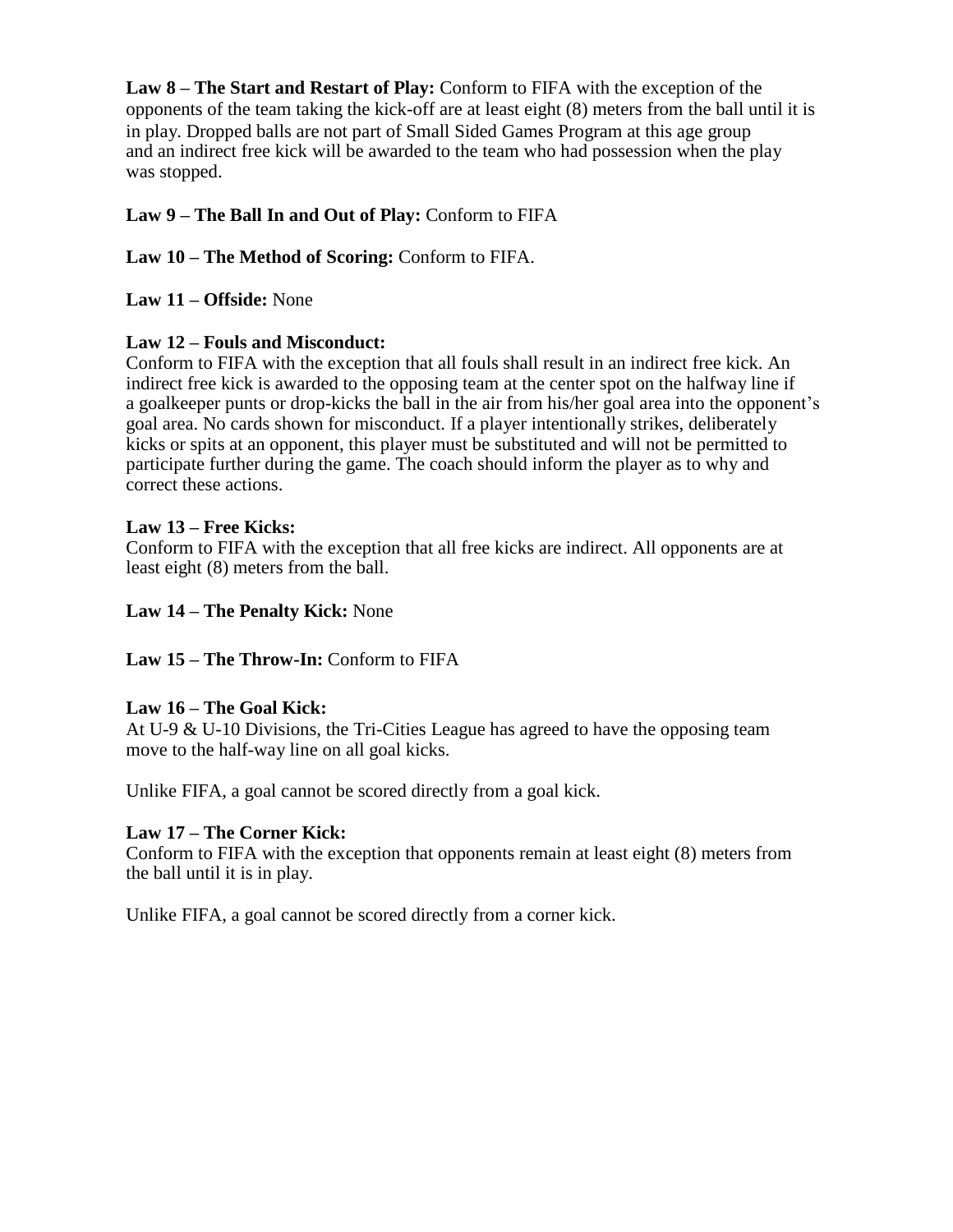**Law 8 – The Start and Restart of Play:** Conform to FIFA with the exception of the opponents of the team taking the kick-off are at least eight (8) meters from the ball until it is in play. Dropped balls are not part of Small Sided Games Program at this age group and an indirect free kick will be awarded to the team who had possession when the play was stopped.

**Law 9 – The Ball In and Out of Play:** Conform to FIFA

**Law 10 – The Method of Scoring:** Conform to FIFA.

**Law 11 – Offside:** None

**Law 12 – Fouls and Misconduct:**
Conform to FIFA with the exception that all fouls shall result in an indirect free kick. An indirect free kick is awarded to the opposing team at the center spot on the halfway line if a goalkeeper punts or drop-kicks the ball in the air from his/her goal area into the opponent's goal area. No cards shown for misconduct. If a player intentionally strikes, deliberately kicks or spits at an opponent, this player must be substituted and will not be permitted to participate further during the game. The coach should inform the player as to why and correct these actions.

**Law 13 – Free Kicks:**
Conform to FIFA with the exception that all free kicks are indirect. All opponents are at least eight (8) meters from the ball.

**Law 14 – The Penalty Kick:** None

**Law 15 – The Throw-In:** Conform to FIFA

**Law 16 – The Goal Kick:**
At U-9 & U-10 Divisions, the Tri-Cities League has agreed to have the opposing team move to the half-way line on all goal kicks.

Unlike FIFA, a goal cannot be scored directly from a goal kick.

**Law 17 – The Corner Kick:**
Conform to FIFA with the exception that opponents remain at least eight (8) meters from the ball until it is in play.

Unlike FIFA, a goal cannot be scored directly from a corner kick.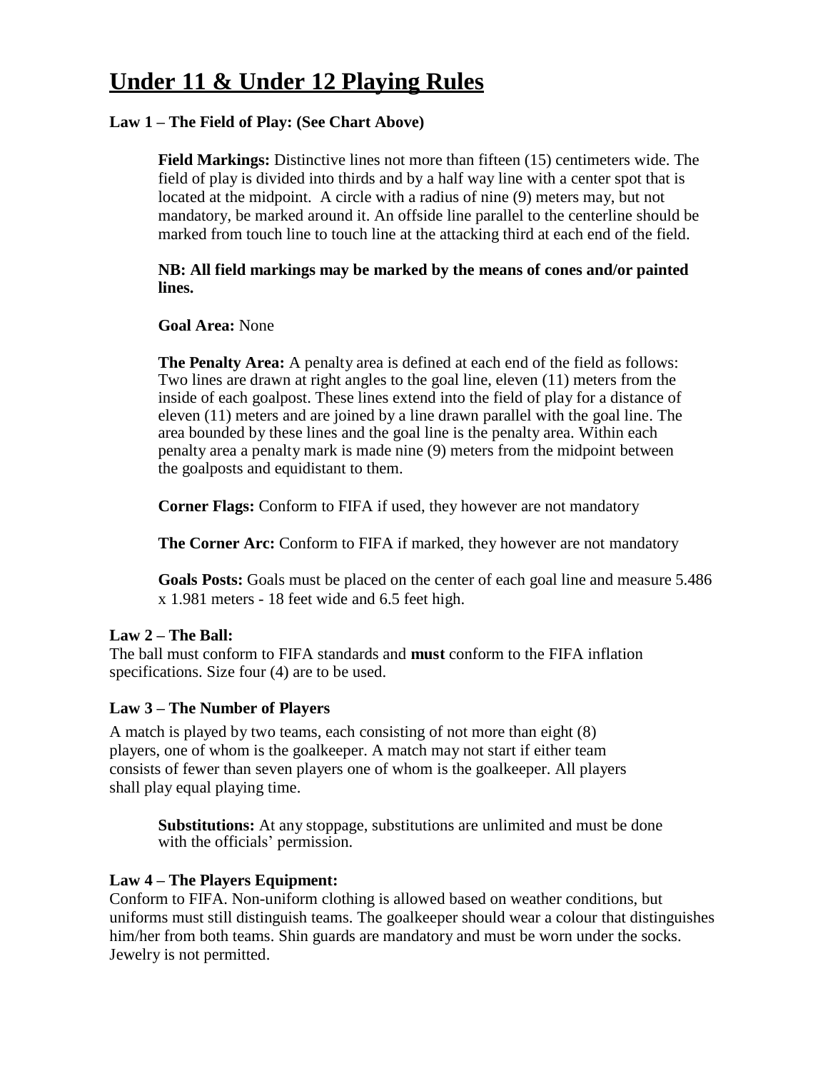# Under 11 & Under 12 Playing Rules

**Law 1 – The Field of Play: (See Chart Above)**

**Field Markings:** Distinctive lines not more than fifteen (15) centimeters wide. The field of play is divided into thirds and by a half way line with a center spot that is located at the midpoint. A circle with a radius of nine (9) meters may, but not mandatory, be marked around it. An offside line parallel to the centerline should be marked from touch line to touch line at the attacking third at each end of the field.

**NB: All field markings may be marked by the means of cones and/or painted lines.**

**Goal Area:** None

**The Penalty Area:** A penalty area is defined at each end of the field as follows: Two lines are drawn at right angles to the goal line, eleven (11) meters from the inside of each goalpost. These lines extend into the field of play for a distance of eleven (11) meters and are joined by a line drawn parallel with the goal line. The area bounded by these lines and the goal line is the penalty area. Within each penalty area a penalty mark is made nine (9) meters from the midpoint between the goalposts and equidistant to them.

**Corner Flags:** Conform to FIFA if used, they however are not mandatory

**The Corner Arc:** Conform to FIFA if marked, they however are not mandatory

**Goals Posts:** Goals must be placed on the center of each goal line and measure 5.486 x 1.981 meters - 18 feet wide and 6.5 feet high.

**Law 2 – The Ball:**

The ball must conform to FIFA standards and **must** conform to the FIFA inflation specifications. Size four (4) are to be used.

**Law 3 – The Number of Players**

A match is played by two teams, each consisting of not more than eight (8) players, one of whom is the goalkeeper. A match may not start if either team consists of fewer than seven players one of whom is the goalkeeper. All players shall play equal playing time.

**Substitutions:** At any stoppage, substitutions are unlimited and must be done with the officials' permission.

**Law 4 – The Players Equipment:**

Conform to FIFA. Non-uniform clothing is allowed based on weather conditions, but uniforms must still distinguish teams. The goalkeeper should wear a colour that distinguishes him/her from both teams. Shin guards are mandatory and must be worn under the socks. Jewelry is not permitted.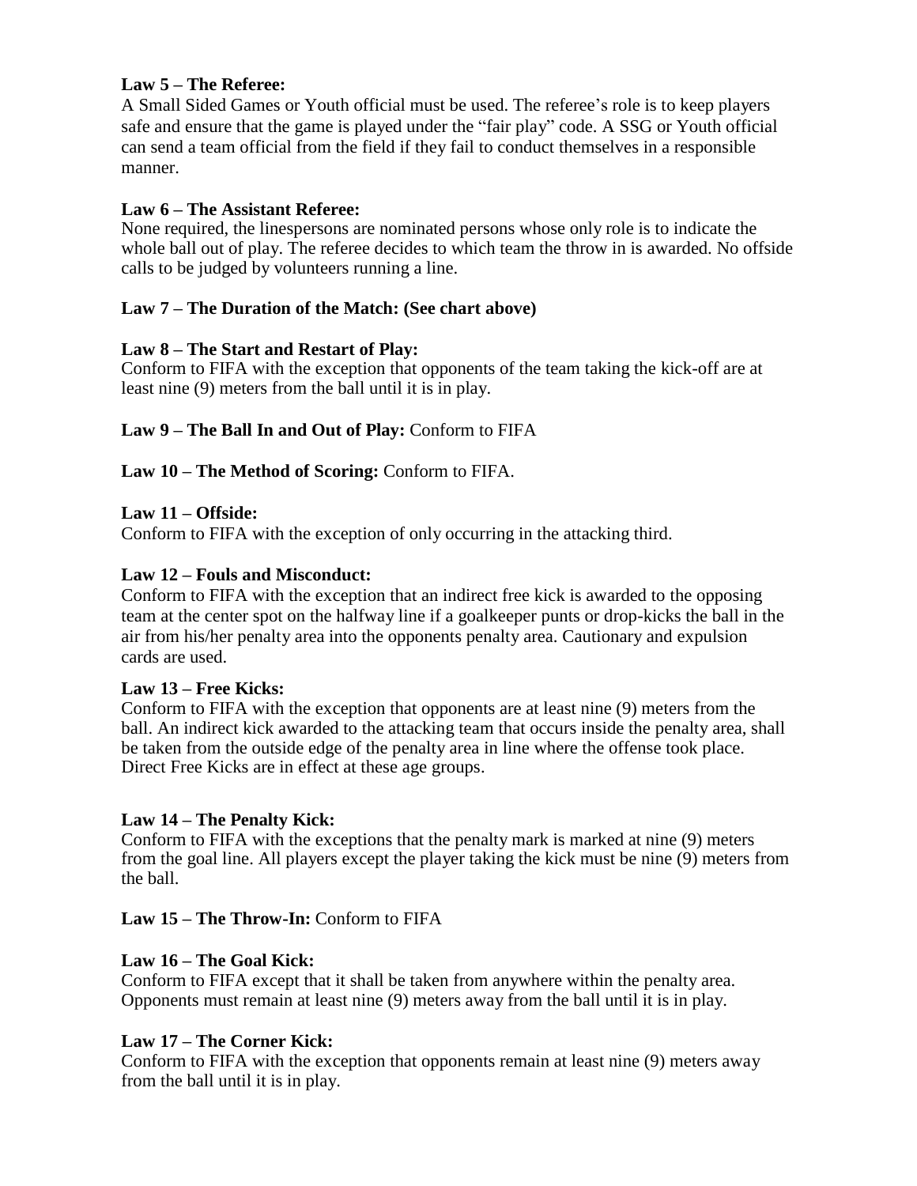**Law 5 – The Referee:**
A Small Sided Games or Youth official must be used. The referee's role is to keep players safe and ensure that the game is played under the "fair play" code. A SSG or Youth official can send a team official from the field if they fail to conduct themselves in a responsible manner.

**Law 6 – The Assistant Referee:**
None required, the linespersons are nominated persons whose only role is to indicate the whole ball out of play. The referee decides to which team the throw in is awarded. No offside calls to be judged by volunteers running a line.

**Law 7 – The Duration of the Match: (See chart above)**

**Law 8 – The Start and Restart of Play:**
Conform to FIFA with the exception that opponents of the team taking the kick-off are at least nine (9) meters from the ball until it is in play.

**Law 9 – The Ball In and Out of Play:** Conform to FIFA

**Law 10 – The Method of Scoring:** Conform to FIFA.

**Law 11 – Offside:**
Conform to FIFA with the exception of only occurring in the attacking third.

**Law 12 – Fouls and Misconduct:**
Conform to FIFA with the exception that an indirect free kick is awarded to the opposing team at the center spot on the halfway line if a goalkeeper punts or drop-kicks the ball in the air from his/her penalty area into the opponents penalty area. Cautionary and expulsion cards are used.

**Law 13 – Free Kicks:**
Conform to FIFA with the exception that opponents are at least nine (9) meters from the ball. An indirect kick awarded to the attacking team that occurs inside the penalty area, shall be taken from the outside edge of the penalty area in line where the offense took place. Direct Free Kicks are in effect at these age groups.

**Law 14 – The Penalty Kick:**
Conform to FIFA with the exceptions that the penalty mark is marked at nine (9) meters from the goal line. All players except the player taking the kick must be nine (9) meters from the ball.

**Law 15 – The Throw-In:** Conform to FIFA

**Law 16 – The Goal Kick:**
Conform to FIFA except that it shall be taken from anywhere within the penalty area. Opponents must remain at least nine (9) meters away from the ball until it is in play.

**Law 17 – The Corner Kick:**
Conform to FIFA with the exception that opponents remain at least nine (9) meters away from the ball until it is in play.